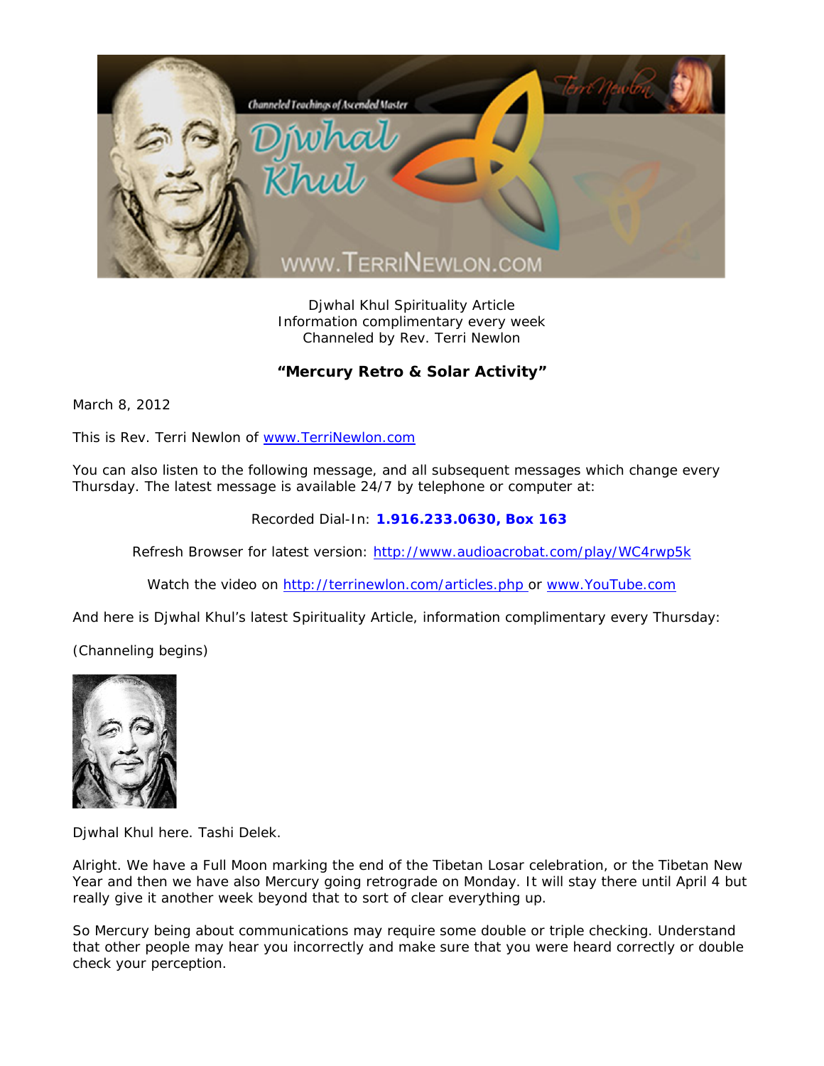Djwhal Khul Spirituality Article
Information complimentary every week
Channeled by Rev. Terri Newlon

## **"Mercury Retro & Solar Activity"**

March 8, 2012

This is Rev. Terri Newlon of www.TerriNewlon.com

You can also listen to the following message, and all subsequent messages which change every Thursday. The latest message is available 24/7 by telephone or computer at:

Recorded Dial-In: **1.916.233.0630, Box 163**

Refresh Browser for latest version: http://www.audioacrobat.com/play/WC4rwp5k

Watch the video on http://terrinewlon.com/articles.php or www.YouTube.com

And here is Djwhal Khul's latest Spirituality Article, information complimentary every Thursday:

(Channeling begins)

Djwhal Khul here. Tashi Delek.

Alright. We have a Full Moon marking the end of the Tibetan Losar celebration, or the Tibetan New Year and then we have also Mercury going retrograde on Monday. It will stay there until April 4 but really give it another week beyond that to sort of clear everything up.

So Mercury being about communications may require some double or triple checking. Understand that other people may hear you incorrectly and make sure that you were heard correctly or double check your perception.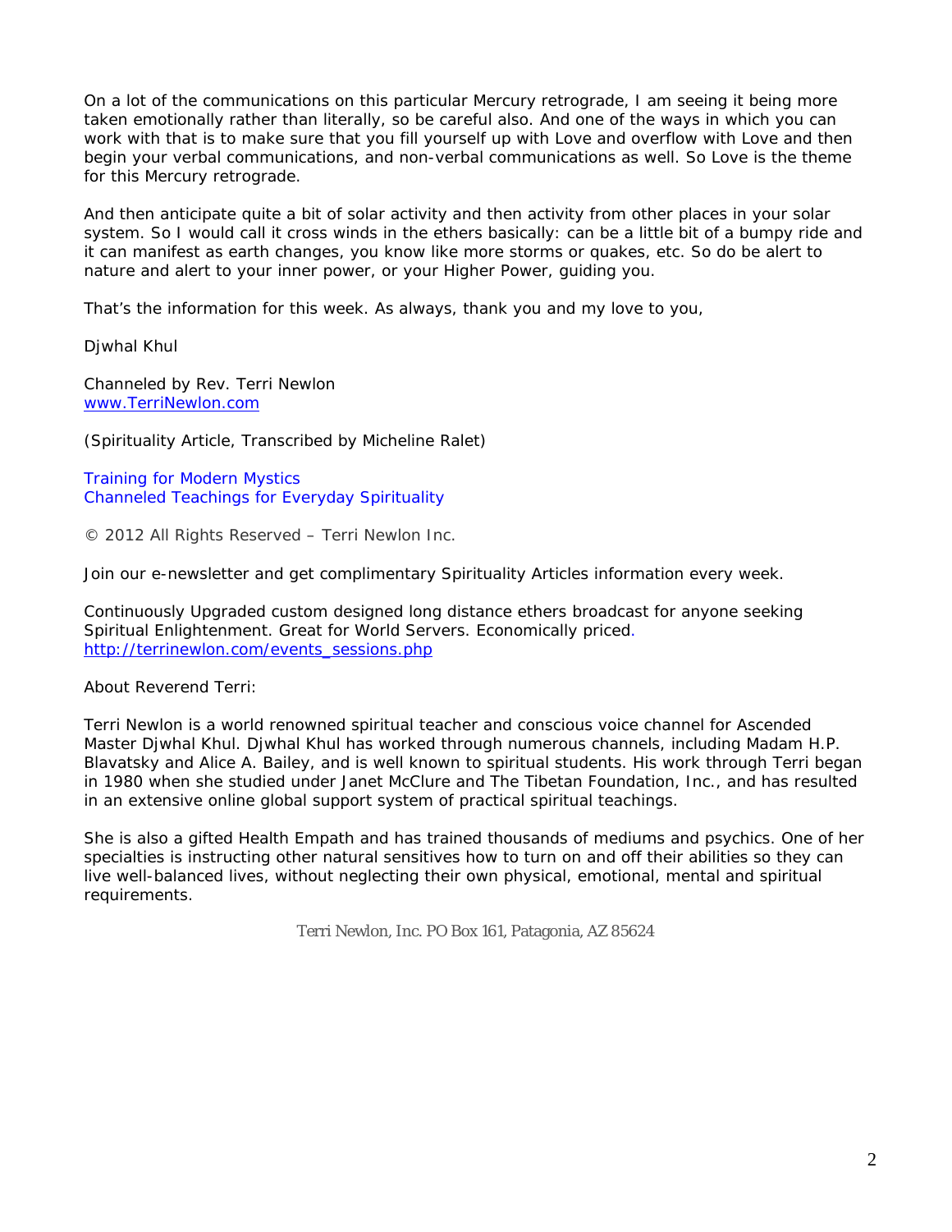On a lot of the communications on this particular Mercury retrograde, I am seeing it being more taken emotionally rather than literally, so be careful also. And one of the ways in which you can work with that is to make sure that you fill yourself up with Love and overflow with Love and then begin your verbal communications, and non-verbal communications as well. So Love is the theme for this Mercury retrograde.

And then anticipate quite a bit of solar activity and then activity from other places in your solar system. So I would call it cross winds in the ethers basically: can be a little bit of a bumpy ride and it can manifest as earth changes, you know like more storms or quakes, etc. So do be alert to nature and alert to your inner power, or your Higher Power, guiding you.

That's the information for this week. As always, thank you and my love to you,

Djwhal Khul

Channeled by Rev. Terri Newlon
www.TerriNewlon.com

(Spirituality Article, Transcribed by Micheline Ralet)

Training for Modern Mystics
Channeled Teachings for Everyday Spirituality

© 2012 All Rights Reserved – Terri Newlon Inc.

Join our e-newsletter and get complimentary Spirituality Articles information every week.

Continuously Upgraded custom designed long distance ethers broadcast for anyone seeking Spiritual Enlightenment. Great for World Servers. Economically priced.
http://terrinewlon.com/events_sessions.php

About Reverend Terri:

Terri Newlon is a world renowned spiritual teacher and conscious voice channel for Ascended Master Djwhal Khul. Djwhal Khul has worked through numerous channels, including Madam H.P. Blavatsky and Alice A. Bailey, and is well known to spiritual students. His work through Terri began in 1980 when she studied under Janet McClure and The Tibetan Foundation, Inc., and has resulted in an extensive online global support system of practical spiritual teachings.

She is also a gifted Health Empath and has trained thousands of mediums and psychics. One of her specialties is instructing other natural sensitives how to turn on and off their abilities so they can live well-balanced lives, without neglecting their own physical, emotional, mental and spiritual requirements.

Terri Newlon, Inc. PO Box 161, Patagonia, AZ 85624